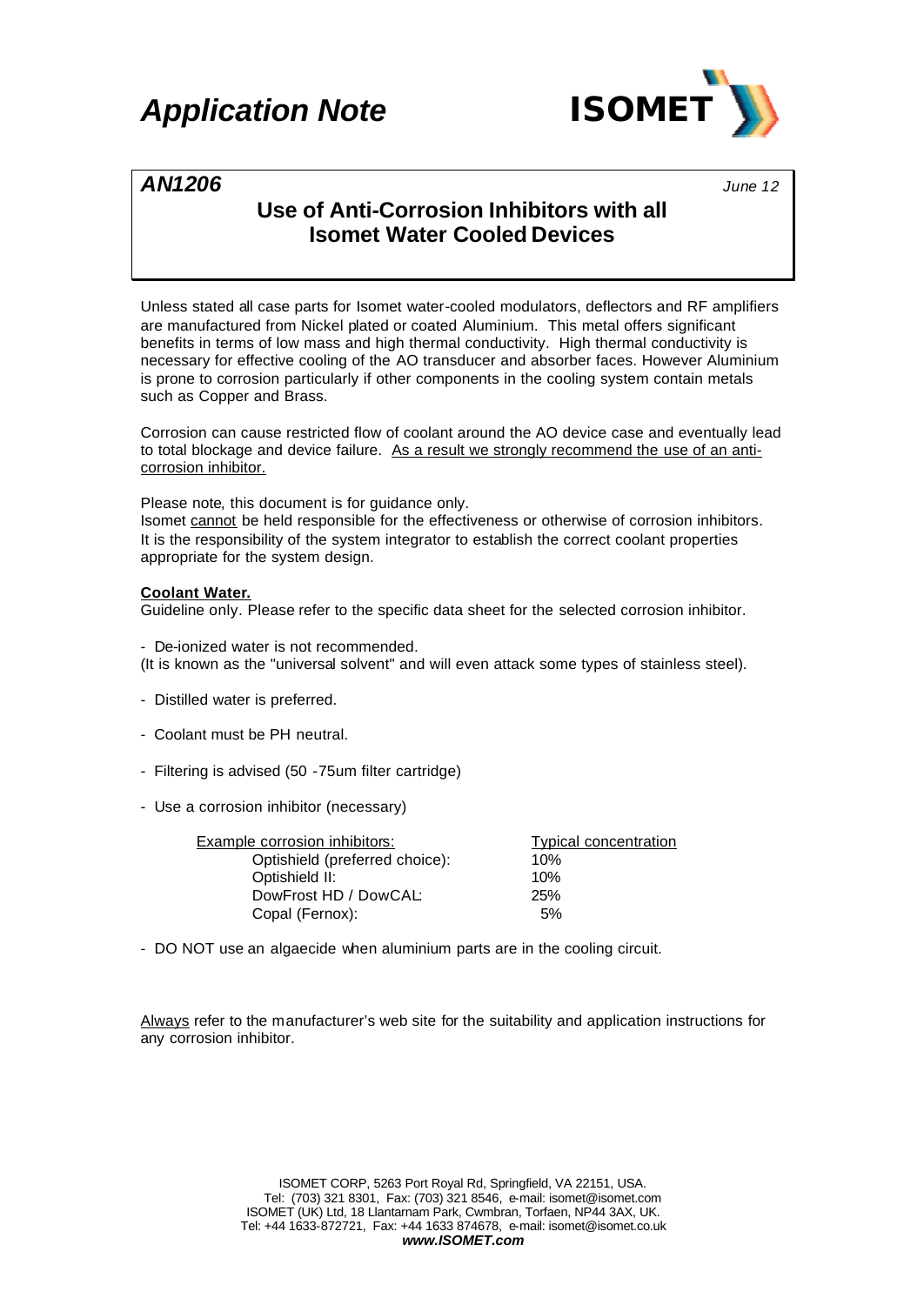# *Application Note*

***AN1206***

*June 12*

## Use of Anti-Corrosion Inhibitors with all Isomet Water Cooled Devices

Unless stated all case parts for Isomet water-cooled modulators, deflectors and RF amplifiers are manufactured from Nickel plated or coated Aluminium. This metal offers significant benefits in terms of low mass and high thermal conductivity. High thermal conductivity is necessary for effective cooling of the AO transducer and absorber faces. However Aluminium is prone to corrosion particularly if other components in the cooling system contain metals such as Copper and Brass.

Corrosion can cause restricted flow of coolant around the AO device case and eventually lead to total blockage and device failure. <u>As a result we strongly recommend the use of an anti-corrosion inhibitor.</u>

Please note, this document is for guidance only.
Isomet <u>cannot</u> be held responsible for the effectiveness or otherwise of corrosion inhibitors. It is the responsibility of the system integrator to establish the correct coolant properties appropriate for the system design.

**<u>Coolant Water.</u>**
Guideline only. Please refer to the specific data sheet for the selected corrosion inhibitor.

- De-ionized water is not recommended.
(It is known as the "universal solvent" and will even attack some types of stainless steel).

- Distilled water is preferred.

- Coolant must be PH neutral.

- Filtering is advised (50 -75um filter cartridge)

- Use a corrosion inhibitor (necessary)

| <u>Example corrosion inhibitors:</u> | <u>Typical concentration</u> |
|---|---|
| Optishield (preferred choice): | 10% |
| Optishield II: | 10% |
| DowFrost HD / DowCAL: | 25% |
| Copal (Fernox): | 5% |

- DO NOT use an algaecide when aluminium parts are in the cooling circuit.

<u>Always</u> refer to the manufacturer's web site for the suitability and application instructions for any corrosion inhibitor.

ISOMET CORP, 5263 Port Royal Rd, Springfield, VA 22151, USA.
Tel: (703) 321 8301, Fax: (703) 321 8546, e-mail: isomet@isomet.com
ISOMET (UK) Ltd, 18 Llantarnam Park, Cwmbran, Torfaen, NP44 3AX, UK.
Tel: +44 1633-872721, Fax: +44 1633 874678, e-mail: isomet@isomet.co.uk
***www.ISOMET.com***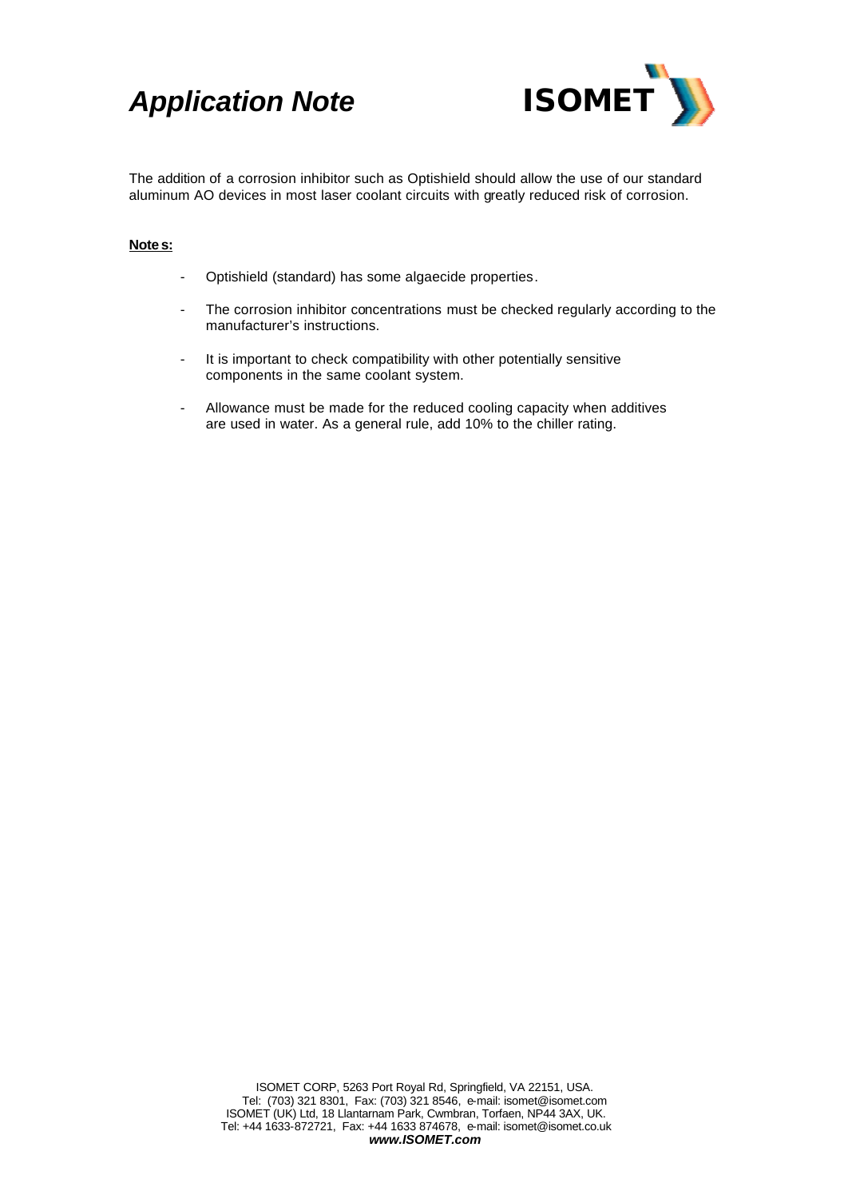The addition of a corrosion inhibitor such as Optishield should allow the use of our standard aluminum AO devices in most laser coolant circuits with greatly reduced risk of corrosion.

**Notes:**

- Optishield (standard) has some algaecide properties.
- The corrosion inhibitor concentrations must be checked regularly according to the manufacturer's instructions.
- It is important to check compatibility with other potentially sensitive components in the same coolant system.
- Allowance must be made for the reduced cooling capacity when additives are used in water. As a general rule, add 10% to the chiller rating.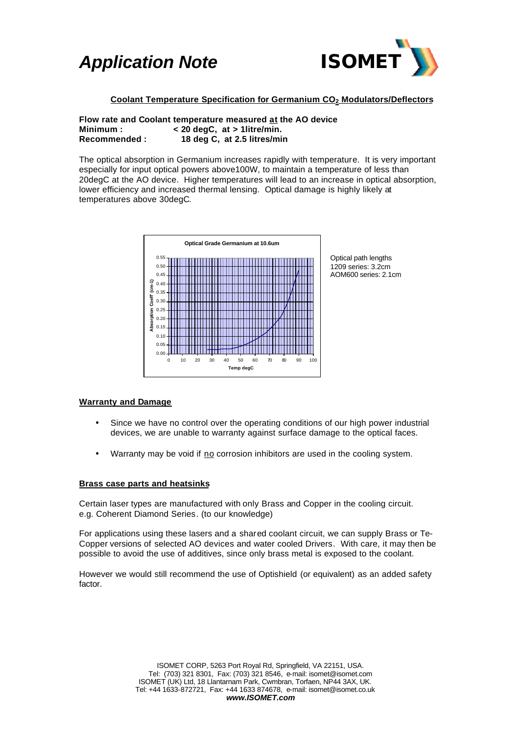# *Application Note*

ISOMET

**Coolant Temperature Specification for Germanium $CO_2$ Modulators/Deflectors**

**Flow rate and Coolant temperature measured at the AO device**
**Minimum :** **< 20 degC, at > 1litre/min.**
**Recommended :** **18 deg C, at 2.5 litres/min**

The optical absorption in Germanium increases rapidly with temperature. It is very important especially for input optical powers above100W, to maintain a temperature of less than 20degC at the AO device. Higher temperatures will lead to an increase in optical absorption, lower efficiency and increased thermal lensing. Optical damage is highly likely at temperatures above 30degC.

Optical Grade Germanium at 10.6um

Absorption Coeff (cm-1)

0.00
0.05
0.10
0.15
0.20
0.25
0.30
0.35
0.40
0.45
0.50
0.55

0 10 20 30 40 50 60 70 80 90 100

Temp degC

Optical path lengths
1209 series: 3.2cm
AOM600 series: 2.1cm

**Warranty and Damage**

- Since we have no control over the operating conditions of our high power industrial devices, we are unable to warranty against surface damage to the optical faces.
- Warranty may be void if no corrosion inhibitors are used in the cooling system.

**Brass case parts and heatsinks**

Certain laser types are manufactured with only Brass and Copper in the cooling circuit. e.g. Coherent Diamond Series. (to our knowledge)

For applications using these lasers and a shared coolant circuit, we can supply Brass or Te-Copper versions of selected AO devices and water cooled Drivers. With care, it may then be possible to avoid the use of additives, since only brass metal is exposed to the coolant.

However we would still recommend the use of Optishield (or equivalent) as an added safety factor.

ISOMET CORP, 5263 Port Royal Rd, Springfield, VA 22151, USA.
Tel: (703) 321 8301, Fax: (703) 321 8546, e-mail: isomet@isomet.com
ISOMET (UK) Ltd, 18 Llantarnam Park, Cwmbran, Torfaen, NP44 3AX, UK.
Tel: +44 1633-872721, Fax: +44 1633 874678, e-mail: isomet@isomet.co.uk
***www.ISOMET.com***